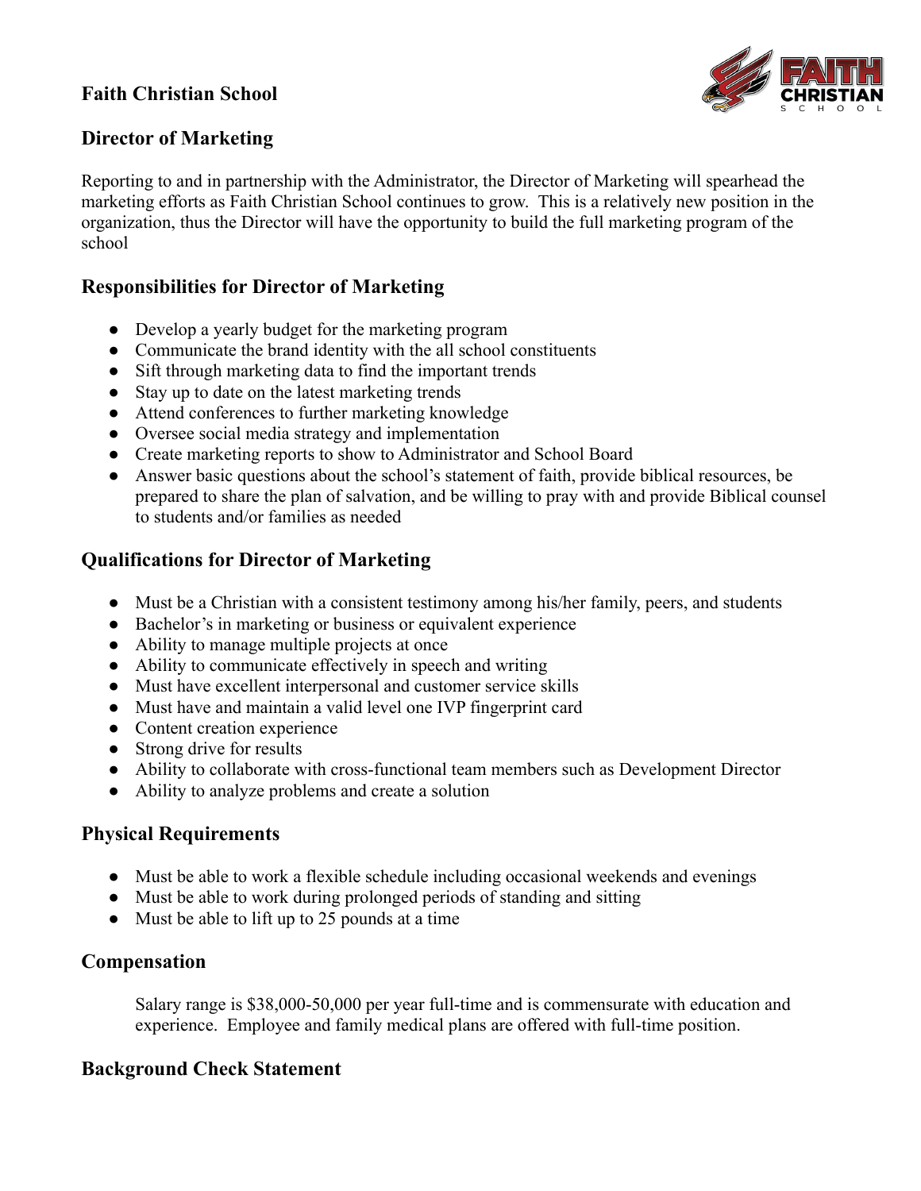## Faith Christian School

## Director of Marketing

Reporting to and in partnership with the Administrator, the Director of Marketing will spearhead the marketing efforts as Faith Christian School continues to grow. This is a relatively new position in the organization, thus the Director will have the opportunity to build the full marketing program of the school

## Responsibilities for Director of Marketing

- Develop a yearly budget for the marketing program
- Communicate the brand identity with the all school constituents
- Sift through marketing data to find the important trends
- Stay up to date on the latest marketing trends
- Attend conferences to further marketing knowledge
- Oversee social media strategy and implementation
- Create marketing reports to show to Administrator and School Board
- Answer basic questions about the school's statement of faith, provide biblical resources, be prepared to share the plan of salvation, and be willing to pray with and provide Biblical counsel to students and/or families as needed

## Qualifications for Director of Marketing

- Must be a Christian with a consistent testimony among his/her family, peers, and students
- Bachelor's in marketing or business or equivalent experience
- Ability to manage multiple projects at once
- Ability to communicate effectively in speech and writing
- Must have excellent interpersonal and customer service skills
- Must have and maintain a valid level one IVP fingerprint card
- Content creation experience
- Strong drive for results
- Ability to collaborate with cross-functional team members such as Development Director
- Ability to analyze problems and create a solution

## Physical Requirements

- Must be able to work a flexible schedule including occasional weekends and evenings
- Must be able to work during prolonged periods of standing and sitting
- Must be able to lift up to 25 pounds at a time

## Compensation

Salary range is $38,000-50,000 per year full-time and is commensurate with education and experience. Employee and family medical plans are offered with full-time position.

## Background Check Statement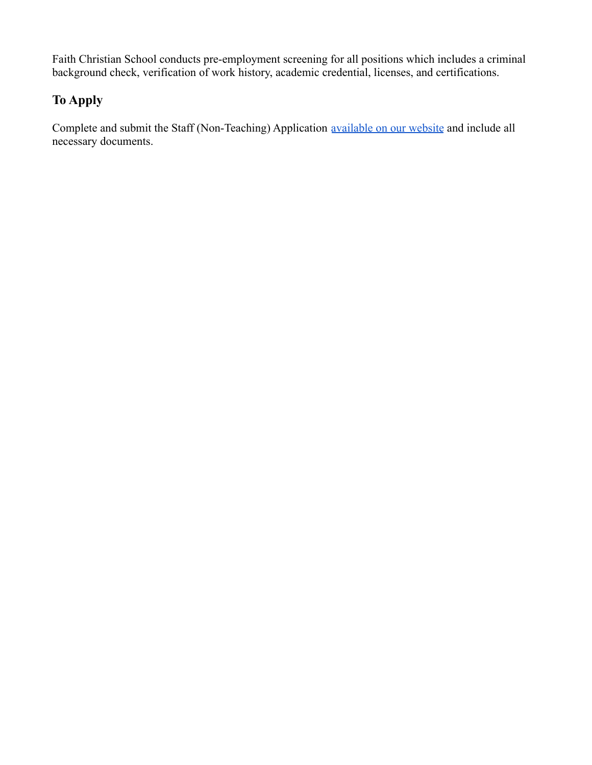Faith Christian School conducts pre-employment screening for all positions which includes a criminal background check, verification of work history, academic credential, licenses, and certifications.

## To Apply

Complete and submit the Staff (Non-Teaching) Application available on our website and include all necessary documents.